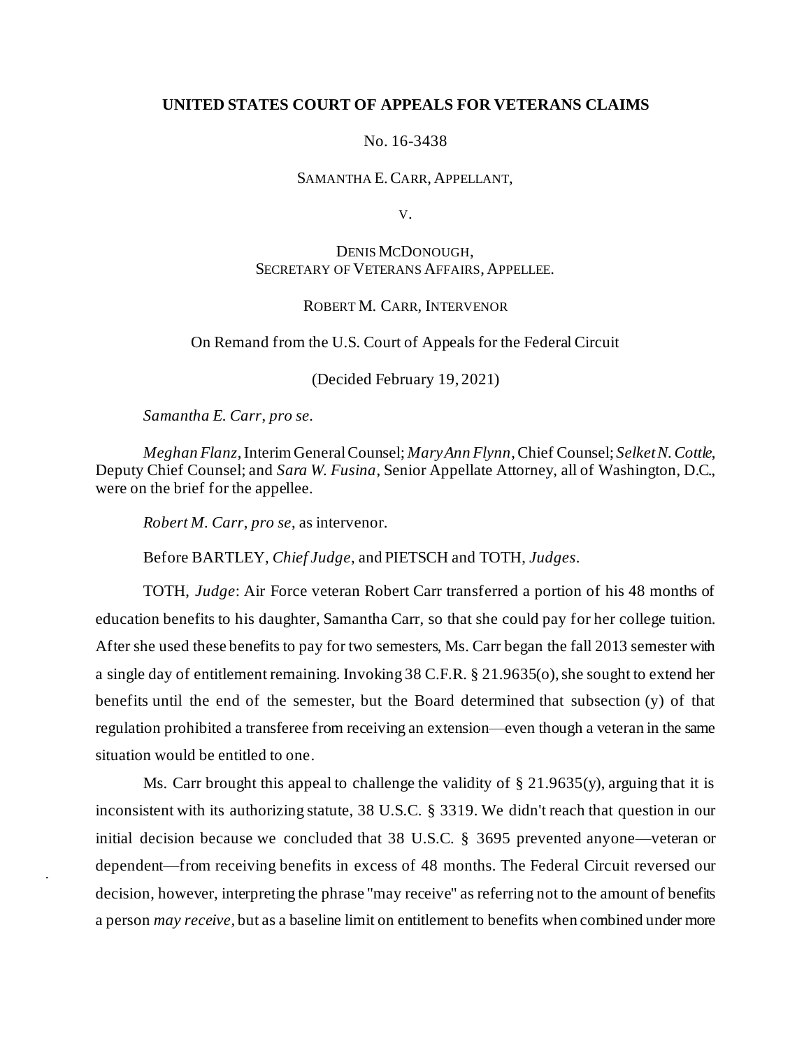**UNITED STATES COURT OF APPEALS FOR VETERANS CLAIMS**

No. 16-3438

SAMANTHA E. CARR, APPELLANT,

V.

DENIS MCDONOUGH,
SECRETARY OF VETERANS AFFAIRS, APPELLEE.

ROBERT M. CARR, INTERVENOR

On Remand from the U.S. Court of Appeals for the Federal Circuit

(Decided February 19, 2021)

*Samantha E. Carr*, *pro se*.

*Meghan Flanz*, Interim General Counsel; *Mary Ann Flynn*, Chief Counsel; *Selket N. Cottle*, Deputy Chief Counsel; and *Sara W. Fusina*, Senior Appellate Attorney, all of Washington, D.C., were on the brief for the appellee.

*Robert M. Carr*, *pro se*, as intervenor.

Before BARTLEY, *Chief Judge*, and PIETSCH and TOTH, *Judges*.

TOTH, *Judge*: Air Force veteran Robert Carr transferred a portion of his 48 months of education benefits to his daughter, Samantha Carr, so that she could pay for her college tuition. After she used these benefits to pay for two semesters, Ms. Carr began the fall 2013 semester with a single day of entitlement remaining. Invoking 38 C.F.R. § 21.9635(o), she sought to extend her benefits until the end of the semester, but the Board determined that subsection (y) of that regulation prohibited a transferee from receiving an extension—even though a veteran in the same situation would be entitled to one.

Ms. Carr brought this appeal to challenge the validity of § 21.9635(y), arguing that it is inconsistent with its authorizing statute, 38 U.S.C. § 3319. We didn't reach that question in our initial decision because we concluded that 38 U.S.C. § 3695 prevented anyone—veteran or dependent—from receiving benefits in excess of 48 months. The Federal Circuit reversed our decision, however, interpreting the phrase "may receive" as referring not to the amount of benefits a person *may receive*, but as a baseline limit on entitlement to benefits when combined under more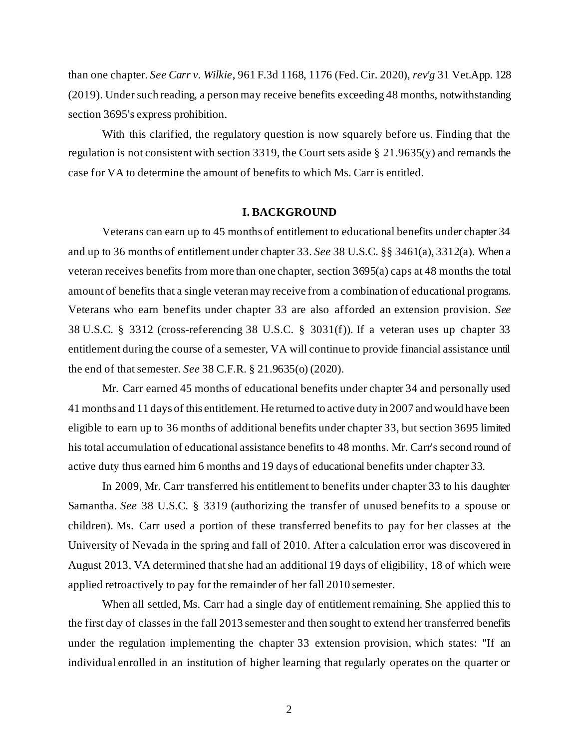than one chapter. *See Carr v. Wilkie*, 961 F.3d 1168, 1176 (Fed. Cir. 2020), *rev'g* 31 Vet.App. 128 (2019). Under such reading, a person may receive benefits exceeding 48 months, notwithstanding section 3695's express prohibition.

With this clarified, the regulatory question is now squarely before us. Finding that the regulation is not consistent with section 3319, the Court sets aside § 21.9635(y) and remands the case for VA to determine the amount of benefits to which Ms. Carr is entitled.

## I. BACKGROUND

Veterans can earn up to 45 months of entitlement to educational benefits under chapter 34 and up to 36 months of entitlement under chapter 33. *See* 38 U.S.C. §§ 3461(a), 3312(a). When a veteran receives benefits from more than one chapter, section 3695(a) caps at 48 months the total amount of benefits that a single veteran may receive from a combination of educational programs. Veterans who earn benefits under chapter 33 are also afforded an extension provision. *See* 38 U.S.C. § 3312 (cross-referencing 38 U.S.C. § 3031(f)). If a veteran uses up chapter 33 entitlement during the course of a semester, VA will continue to provide financial assistance until the end of that semester. *See* 38 C.F.R. § 21.9635(o) (2020).

Mr. Carr earned 45 months of educational benefits under chapter 34 and personally used 41 months and 11 days of this entitlement. He returned to active duty in 2007 and would have been eligible to earn up to 36 months of additional benefits under chapter 33, but section 3695 limited his total accumulation of educational assistance benefits to 48 months. Mr. Carr's second round of active duty thus earned him 6 months and 19 days of educational benefits under chapter 33.

In 2009, Mr. Carr transferred his entitlement to benefits under chapter 33 to his daughter Samantha. *See* 38 U.S.C. § 3319 (authorizing the transfer of unused benefits to a spouse or children). Ms. Carr used a portion of these transferred benefits to pay for her classes at the University of Nevada in the spring and fall of 2010. After a calculation error was discovered in August 2013, VA determined that she had an additional 19 days of eligibility, 18 of which were applied retroactively to pay for the remainder of her fall 2010 semester.

When all settled, Ms. Carr had a single day of entitlement remaining. She applied this to the first day of classes in the fall 2013 semester and then sought to extend her transferred benefits under the regulation implementing the chapter 33 extension provision, which states: "If an individual enrolled in an institution of higher learning that regularly operates on the quarter or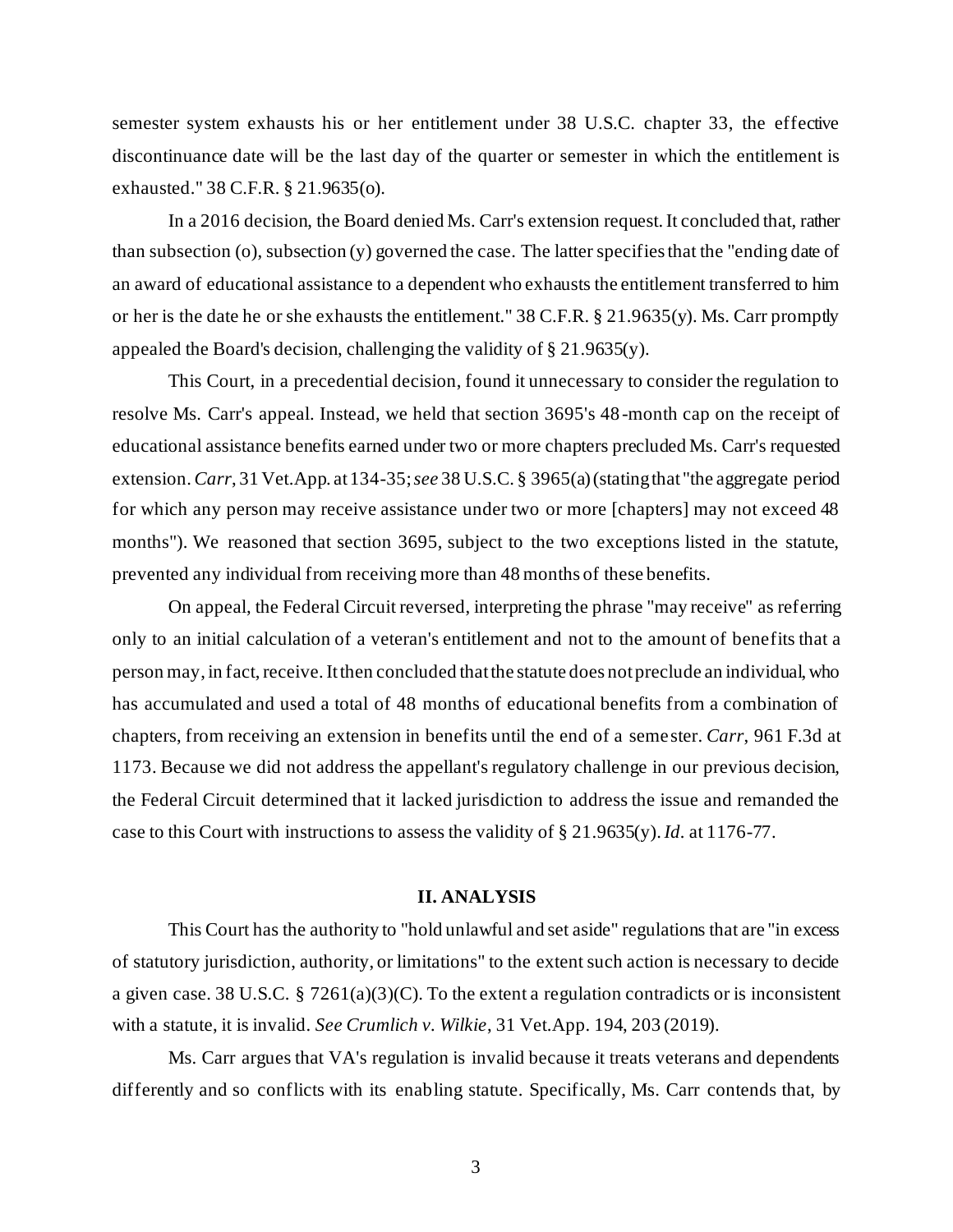semester system exhausts his or her entitlement under 38 U.S.C. chapter 33, the effective discontinuance date will be the last day of the quarter or semester in which the entitlement is exhausted." 38 C.F.R. § 21.9635(o).

In a 2016 decision, the Board denied Ms. Carr's extension request. It concluded that, rather than subsection (o), subsection (y) governed the case. The latter specifies that the "ending date of an award of educational assistance to a dependent who exhausts the entitlement transferred to him or her is the date he or she exhausts the entitlement." 38 C.F.R. § 21.9635(y). Ms. Carr promptly appealed the Board's decision, challenging the validity of § 21.9635(y).

This Court, in a precedential decision, found it unnecessary to consider the regulation to resolve Ms. Carr's appeal. Instead, we held that section 3695's 48-month cap on the receipt of educational assistance benefits earned under two or more chapters precluded Ms. Carr's requested extension. *Carr*, 31 Vet.App. at 134-35; *see* 38 U.S.C. § 3965(a) (stating that "the aggregate period for which any person may receive assistance under two or more [chapters] may not exceed 48 months"). We reasoned that section 3695, subject to the two exceptions listed in the statute, prevented any individual from receiving more than 48 months of these benefits.

On appeal, the Federal Circuit reversed, interpreting the phrase "may receive" as referring only to an initial calculation of a veteran's entitlement and not to the amount of benefits that a person may, in fact, receive. It then concluded that the statute does not preclude an individual, who has accumulated and used a total of 48 months of educational benefits from a combination of chapters, from receiving an extension in benefits until the end of a semester. *Carr*, 961 F.3d at 1173. Because we did not address the appellant's regulatory challenge in our previous decision, the Federal Circuit determined that it lacked jurisdiction to address the issue and remanded the case to this Court with instructions to assess the validity of § 21.9635(y). *Id.* at 1176-77.

## II. ANALYSIS

This Court has the authority to "hold unlawful and set aside" regulations that are "in excess of statutory jurisdiction, authority, or limitations" to the extent such action is necessary to decide a given case. 38 U.S.C. § 7261(a)(3)(C). To the extent a regulation contradicts or is inconsistent with a statute, it is invalid. *See Crumlich v. Wilkie*, 31 Vet.App. 194, 203 (2019).

Ms. Carr argues that VA's regulation is invalid because it treats veterans and dependents differently and so conflicts with its enabling statute. Specifically, Ms. Carr contends that, by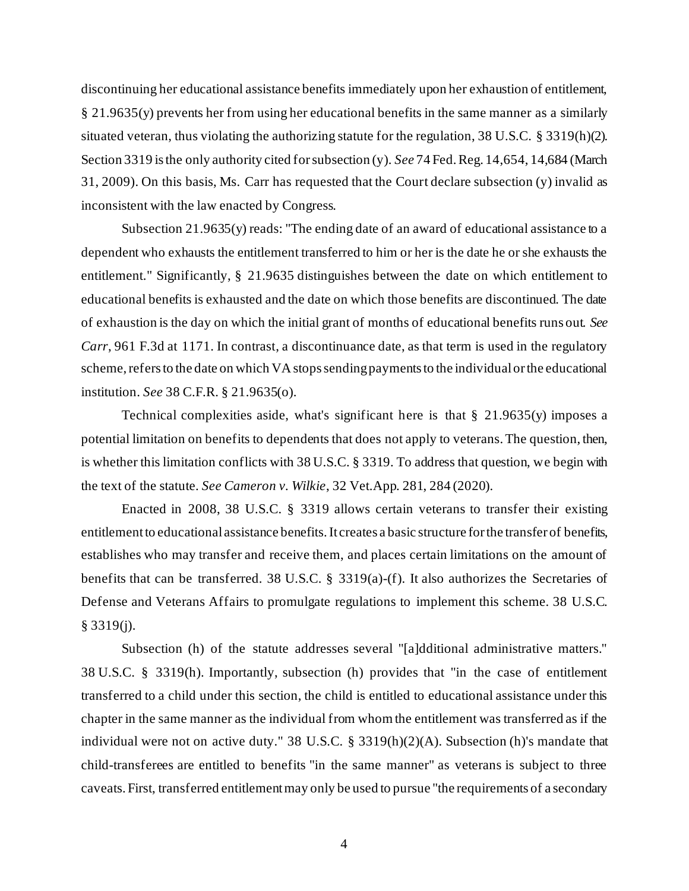discontinuing her educational assistance benefits immediately upon her exhaustion of entitlement, § 21.9635(y) prevents her from using her educational benefits in the same manner as a similarly situated veteran, thus violating the authorizing statute for the regulation, 38 U.S.C. § 3319(h)(2). Section 3319 is the only authority cited for subsection (y). *See* 74 Fed. Reg. 14,654, 14,684 (March 31, 2009). On this basis, Ms. Carr has requested that the Court declare subsection (y) invalid as inconsistent with the law enacted by Congress.

Subsection 21.9635(y) reads: "The ending date of an award of educational assistance to a dependent who exhausts the entitlement transferred to him or her is the date he or she exhausts the entitlement." Significantly, § 21.9635 distinguishes between the date on which entitlement to educational benefits is exhausted and the date on which those benefits are discontinued. The date of exhaustion is the day on which the initial grant of months of educational benefits runs out. *See Carr*, 961 F.3d at 1171. In contrast, a discontinuance date, as that term is used in the regulatory scheme, refers to the date on which VA stops sending payments to the individual or the educational institution. *See* 38 C.F.R. § 21.9635(o).

Technical complexities aside, what's significant here is that § 21.9635(y) imposes a potential limitation on benefits to dependents that does not apply to veterans. The question, then, is whether this limitation conflicts with 38 U.S.C. § 3319. To address that question, we begin with the text of the statute. *See Cameron v. Wilkie*, 32 Vet.App. 281, 284 (2020).

Enacted in 2008, 38 U.S.C. § 3319 allows certain veterans to transfer their existing entitlement to educational assistance benefits. It creates a basic structure for the transfer of benefits, establishes who may transfer and receive them, and places certain limitations on the amount of benefits that can be transferred. 38 U.S.C. § 3319(a)-(f). It also authorizes the Secretaries of Defense and Veterans Affairs to promulgate regulations to implement this scheme. 38 U.S.C. § 3319(j).

Subsection (h) of the statute addresses several "[a]dditional administrative matters." 38 U.S.C. § 3319(h). Importantly, subsection (h) provides that "in the case of entitlement transferred to a child under this section, the child is entitled to educational assistance under this chapter in the same manner as the individual from whom the entitlement was transferred as if the individual were not on active duty." 38 U.S.C. § 3319(h)(2)(A). Subsection (h)'s mandate that child-transferees are entitled to benefits "in the same manner" as veterans is subject to three caveats. First, transferred entitlement may only be used to pursue "the requirements of a secondary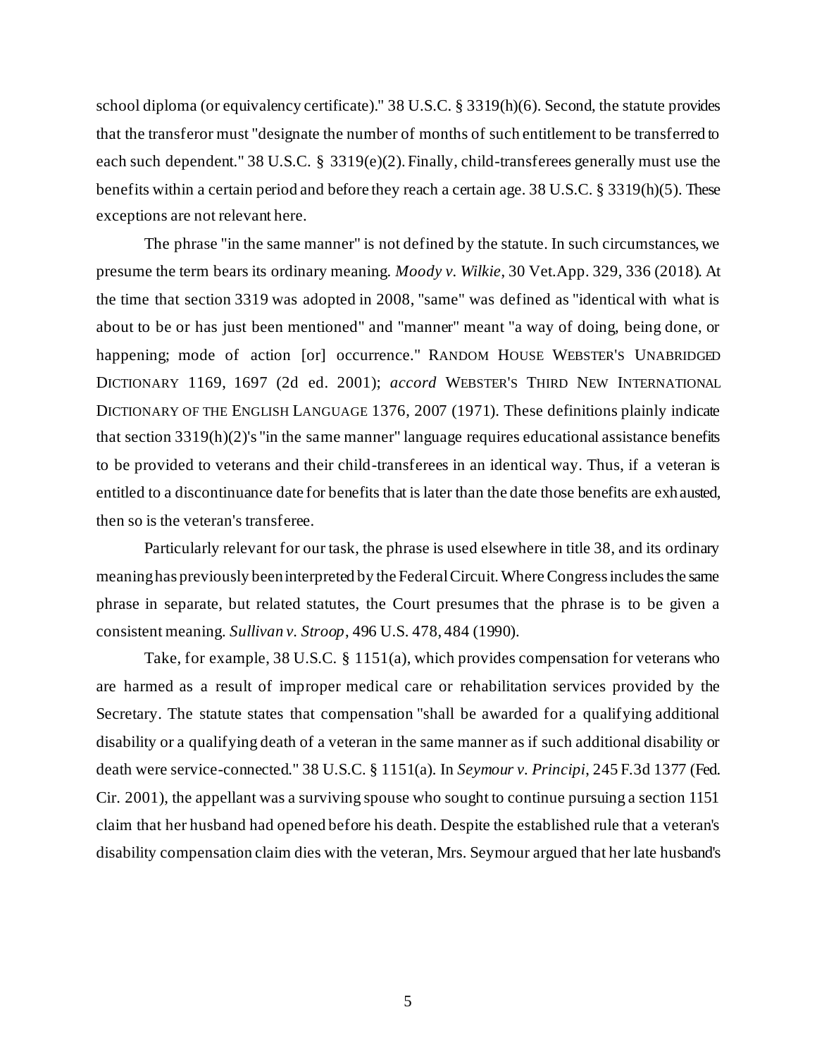school diploma (or equivalency certificate)." 38 U.S.C. § 3319(h)(6). Second, the statute provides that the transferor must "designate the number of months of such entitlement to be transferred to each such dependent." 38 U.S.C. § 3319(e)(2). Finally, child-transferees generally must use the benefits within a certain period and before they reach a certain age. 38 U.S.C. § 3319(h)(5). These exceptions are not relevant here.

The phrase "in the same manner" is not defined by the statute. In such circumstances, we presume the term bears its ordinary meaning. *Moody v. Wilkie*, 30 Vet.App. 329, 336 (2018). At the time that section 3319 was adopted in 2008, "same" was defined as "identical with what is about to be or has just been mentioned" and "manner" meant "a way of doing, being done, or happening; mode of action [or] occurrence." RANDOM HOUSE WEBSTER'S UNABRIDGED DICTIONARY 1169, 1697 (2d ed. 2001); *accord* WEBSTER'S THIRD NEW INTERNATIONAL DICTIONARY OF THE ENGLISH LANGUAGE 1376, 2007 (1971). These definitions plainly indicate that section 3319(h)(2)'s "in the same manner" language requires educational assistance benefits to be provided to veterans and their child-transferees in an identical way. Thus, if a veteran is entitled to a discontinuance date for benefits that is later than the date those benefits are exhausted, then so is the veteran's transferee.

Particularly relevant for our task, the phrase is used elsewhere in title 38, and its ordinary meaning has previously been interpreted by the Federal Circuit. Where Congress includes the same phrase in separate, but related statutes, the Court presumes that the phrase is to be given a consistent meaning. *Sullivan v. Stroop*, 496 U.S. 478, 484 (1990).

Take, for example, 38 U.S.C. § 1151(a), which provides compensation for veterans who are harmed as a result of improper medical care or rehabilitation services provided by the Secretary. The statute states that compensation "shall be awarded for a qualifying additional disability or a qualifying death of a veteran in the same manner as if such additional disability or death were service-connected." 38 U.S.C. § 1151(a). In *Seymour v. Principi*, 245 F.3d 1377 (Fed. Cir. 2001), the appellant was a surviving spouse who sought to continue pursuing a section 1151 claim that her husband had opened before his death. Despite the established rule that a veteran's disability compensation claim dies with the veteran, Mrs. Seymour argued that her late husband's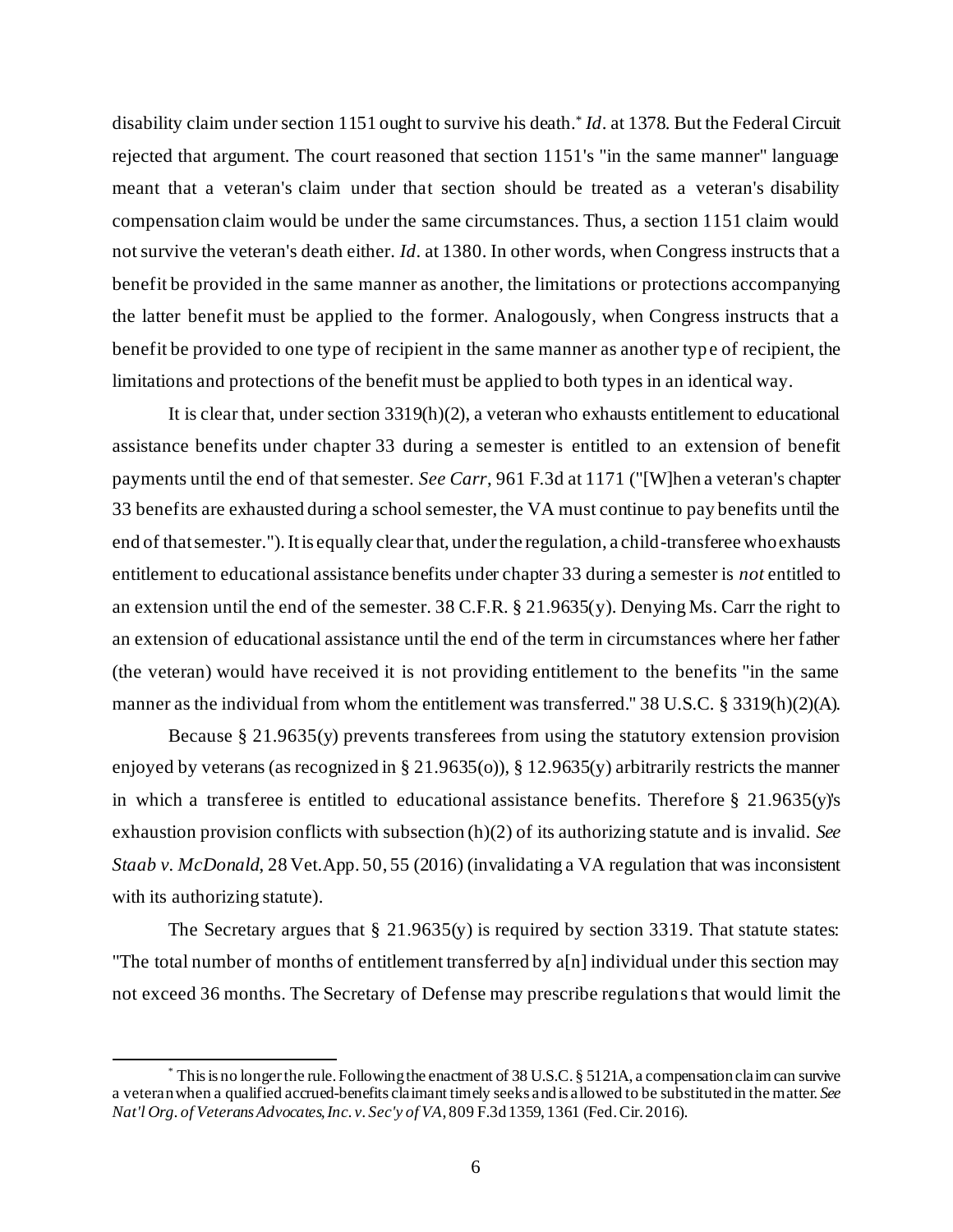disability claim under section 1151 ought to survive his death.* *Id*. at 1378. But the Federal Circuit rejected that argument. The court reasoned that section 1151's "in the same manner" language meant that a veteran's claim under that section should be treated as a veteran's disability compensation claim would be under the same circumstances. Thus, a section 1151 claim would not survive the veteran's death either. *Id*. at 1380. In other words, when Congress instructs that a benefit be provided in the same manner as another, the limitations or protections accompanying the latter benefit must be applied to the former. Analogously, when Congress instructs that a benefit be provided to one type of recipient in the same manner as another type of recipient, the limitations and protections of the benefit must be applied to both types in an identical way.

It is clear that, under section 3319(h)(2), a veteran who exhausts entitlement to educational assistance benefits under chapter 33 during a semester is entitled to an extension of benefit payments until the end of that semester. *See Carr*, 961 F.3d at 1171 ("[W]hen a veteran's chapter 33 benefits are exhausted during a school semester, the VA must continue to pay benefits until the end of that semester."). It is equally clear that, under the regulation, a child-transferee who exhausts entitlement to educational assistance benefits under chapter 33 during a semester is *not* entitled to an extension until the end of the semester. 38 C.F.R. § 21.9635(y). Denying Ms. Carr the right to an extension of educational assistance until the end of the term in circumstances where her father (the veteran) would have received it is not providing entitlement to the benefits "in the same manner as the individual from whom the entitlement was transferred." 38 U.S.C. § 3319(h)(2)(A).

Because § 21.9635(y) prevents transferees from using the statutory extension provision enjoyed by veterans (as recognized in § 21.9635(o)), § 12.9635(y) arbitrarily restricts the manner in which a transferee is entitled to educational assistance benefits. Therefore § 21.9635(y)'s exhaustion provision conflicts with subsection (h)(2) of its authorizing statute and is invalid. *See Staab v. McDonald*, 28 Vet.App. 50, 55 (2016) (invalidating a VA regulation that was inconsistent with its authorizing statute).

The Secretary argues that § 21.9635(y) is required by section 3319. That statute states: "The total number of months of entitlement transferred by a[n] individual under this section may not exceed 36 months. The Secretary of Defense may prescribe regulations that would limit the

---

* This is no longer the rule. Following the enactment of 38 U.S.C. § 5121A, a compensation claim can survive a veteran when a qualified accrued-benefits claimant timely seeks and is allowed to be substituted in the matter. *See Nat'l Org. of Veterans Advocates, Inc. v. Sec'y of VA*, 809 F.3d 1359, 1361 (Fed. Cir. 2016).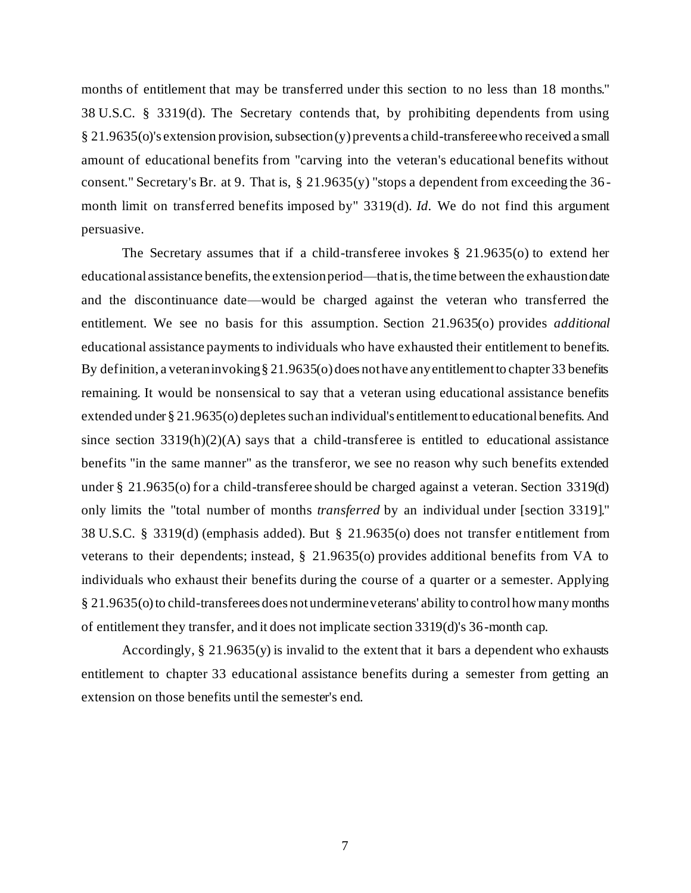months of entitlement that may be transferred under this section to no less than 18 months." 38 U.S.C. § 3319(d). The Secretary contends that, by prohibiting dependents from using § 21.9635(o)'s extension provision, subsection (y) prevents a child-transferee who received a small amount of educational benefits from "carving into the veteran's educational benefits without consent." Secretary's Br. at 9. That is, § 21.9635(y) "stops a dependent from exceeding the 36-month limit on transferred benefits imposed by" 3319(d). *Id*. We do not find this argument persuasive.

The Secretary assumes that if a child-transferee invokes § 21.9635(o) to extend her educational assistance benefits, the extension period—that is, the time between the exhaustion date and the discontinuance date—would be charged against the veteran who transferred the entitlement. We see no basis for this assumption. Section 21.9635(o) provides *additional* educational assistance payments to individuals who have exhausted their entitlement to benefits. By definition, a veteran invoking § 21.9635(o) does not have any entitlement to chapter 33 benefits remaining. It would be nonsensical to say that a veteran using educational assistance benefits extended under § 21.9635(o) depletes such an individual's entitlement to educational benefits. And since section 3319(h)(2)(A) says that a child-transferee is entitled to educational assistance benefits "in the same manner" as the transferor, we see no reason why such benefits extended under § 21.9635(o) for a child-transferee should be charged against a veteran. Section 3319(d) only limits the "total number of months *transferred* by an individual under [section 3319]." 38 U.S.C. § 3319(d) (emphasis added). But § 21.9635(o) does not transfer entitlement from veterans to their dependents; instead, § 21.9635(o) provides additional benefits from VA to individuals who exhaust their benefits during the course of a quarter or a semester. Applying § 21.9635(o) to child-transferees does not undermine veterans' ability to control how many months of entitlement they transfer, and it does not implicate section 3319(d)'s 36-month cap.

Accordingly, § 21.9635(y) is invalid to the extent that it bars a dependent who exhausts entitlement to chapter 33 educational assistance benefits during a semester from getting an extension on those benefits until the semester's end.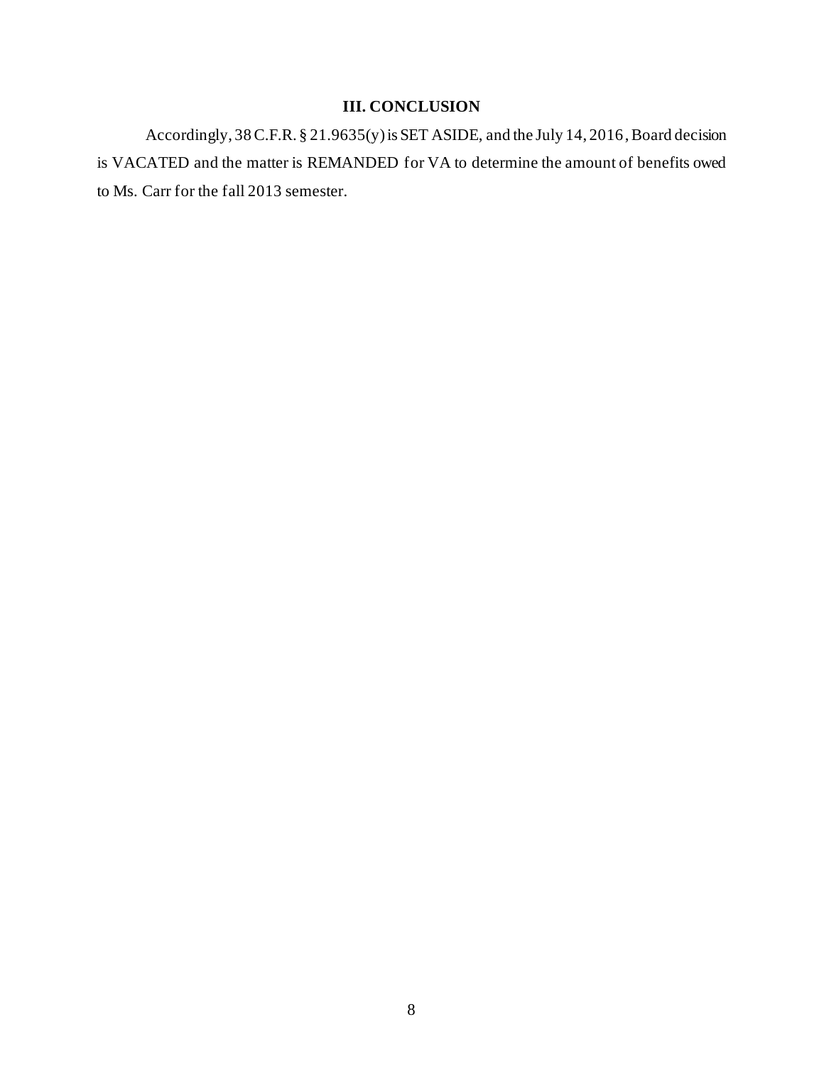## III. CONCLUSION

Accordingly, 38 C.F.R. § 21.9635(y) is SET ASIDE, and the July 14, 2016, Board decision is VACATED and the matter is REMANDED for VA to determine the amount of benefits owed to Ms. Carr for the fall 2013 semester.